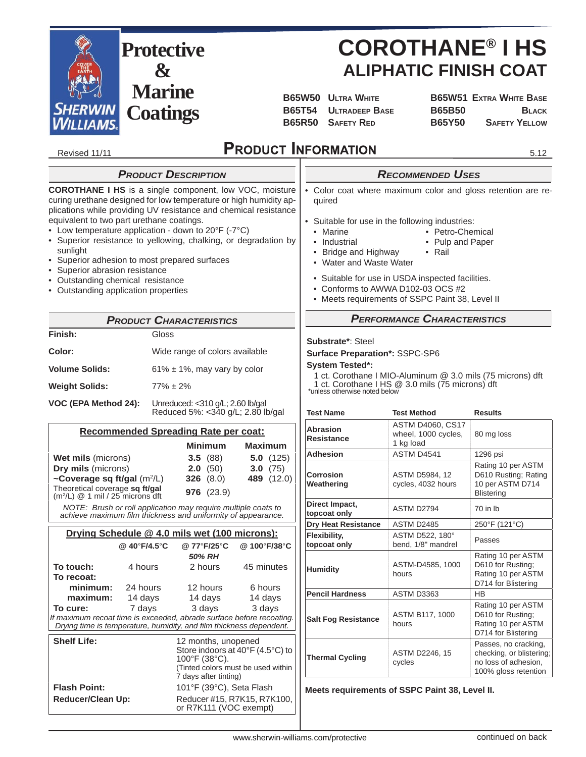Protective & Marine Coatings

# COROTHANE® I HS
## ALIPHATIC FINISH COAT

| | | | |
|---|---|---|---|
| B65W50 | Ultra White | B65W51 | Extra White Base |
| B65T54 | Ultradeep Base | B65B50 | Black |
| B65R50 | Safety Red | B65Y50 | Safety Yellow |

Revised 11/11

# Product Information

5.12

## Product Description

**COROTHANE I HS** is a single component, low VOC, moisture curing urethane designed for low temperature or high humidity applications while providing UV resistance and chemical resistance equivalent to two part urethane coatings.

- Low temperature application - down to 20°F (-7°C)
- Superior resistance to yellowing, chalking, or degradation by sunlight
- Superior adhesion to most prepared surfaces
- Superior abrasion resistance
- Outstanding chemical resistance
- Outstanding application properties

## Product Characteristics

| | |
|---|---|
| **Finish:** | Gloss |
| **Color:** | Wide range of colors available |
| **Volume Solids:** | 61% ± 1%, may vary by color |
| **Weight Solids:** | 77% ± 2% |
| **VOC (EPA Method 24):** | Unreduced: <310 g/L; 2.60 lb/gal<br>Reduced 5%: <340 g/L; 2.80 lb/gal |

**Recommended Spreading Rate per coat:**

| | Minimum | Maximum |
|---|---|---|
| **Wet mils** (microns) | **3.5** (88) | **5.0** (125) |
| **Dry mils** (microns) | **2.0** (50) | **3.0** (75) |
| **~Coverage sq ft/gal** (m²/L) | **326** (8.0) | **489** (12.0) |
| Theoretical coverage **sq ft/gal** (m²/L) @ 1 mil / 25 microns dft | **976** (23.9) | |

*NOTE: Brush or roll application may require multiple coats to achieve maximum film thickness and uniformity of appearance.*

**Drying Schedule @ 4.0 mils wet (100 microns):**

| | @ 40°F/4.5°C | @ 77°F/25°C *50% RH* | @ 100°F/38°C |
|---|---|---|---|
| **To touch:** | 4 hours | 2 hours | 45 minutes |
| **To recoat:** | | | |
| **minimum:** | 24 hours | 12 hours | 6 hours |
| **maximum:** | 14 days | 14 days | 14 days |
| **To cure:** | 7 days | 3 days | 3 days |

*If maximum recoat time is exceeded, abrade surface before recoating. Drying time is temperature, humidity, and film thickness dependent.*

| | |
|---|---|
| **Shelf Life:** | 12 months, unopened<br>Store indoors at 40°F (4.5°C) to 100°F (38°C).<br>(Tinted colors must be used within 7 days after tinting) |
| **Flash Point:** | 101°F (39°C), Seta Flash |
| **Reducer/Clean Up:** | Reducer #15, R7K15, R7K100, or R7K111 (VOC exempt) |

## Recommended Uses

- Color coat where maximum color and gloss retention are required
- Suitable for use in the following industries:
  - Marine
  - Industrial
  - Bridge and Highway
  - Water and Waste Water
  - Petro-Chemical
  - Pulp and Paper
  - Rail
- Suitable for use in USDA inspected facilities.
- Conforms to AWWA D102-03 OCS #2
- Meets requirements of SSPC Paint 38, Level II

## Performance Characteristics

**Substrate***: Steel
**Surface Preparation***: SSPC-SP6
**System Tested***:
1 ct. Corothane I MIO-Aluminum @ 3.0 mils (75 microns) dft
1 ct. Corothane I HS @ 3.0 mils (75 microns) dft
*unless otherwise noted below

| Test Name | Test Method | Results |
|---|---|---|
| **Abrasion Resistance** | ASTM D4060, CS17 wheel, 1000 cycles, 1 kg load | 80 mg loss |
| **Adhesion** | ASTM D4541 | 1296 psi |
| **Corrosion Weathering** | ASTM D5984, 12 cycles, 4032 hours | Rating 10 per ASTM D610 Rusting; Rating 10 per ASTM D714 Blistering |
| **Direct Impact, topcoat only** | ASTM D2794 | 70 in lb |
| **Dry Heat Resistance** | ASTM D2485 | 250°F (121°C) |
| **Flexibility, topcoat only** | ASTM D522, 180° bend, 1/8" mandrel | Passes |
| **Humidity** | ASTM-D4585, 1000 hours | Rating 10 per ASTM D610 for Rusting; Rating 10 per ASTM D714 for Blistering |
| **Pencil Hardness** | ASTM D3363 | HB |
| **Salt Fog Resistance** | ASTM B117, 1000 hours | Rating 10 per ASTM D610 for Rusting; Rating 10 per ASTM D714 for Blistering |
| **Thermal Cycling** | ASTM D2246, 15 cycles | Passes, no cracking, checking, or blistering; no loss of adhesion, 100% gloss retention |

**Meets requirements of SSPC Paint 38, Level II.**

continued on back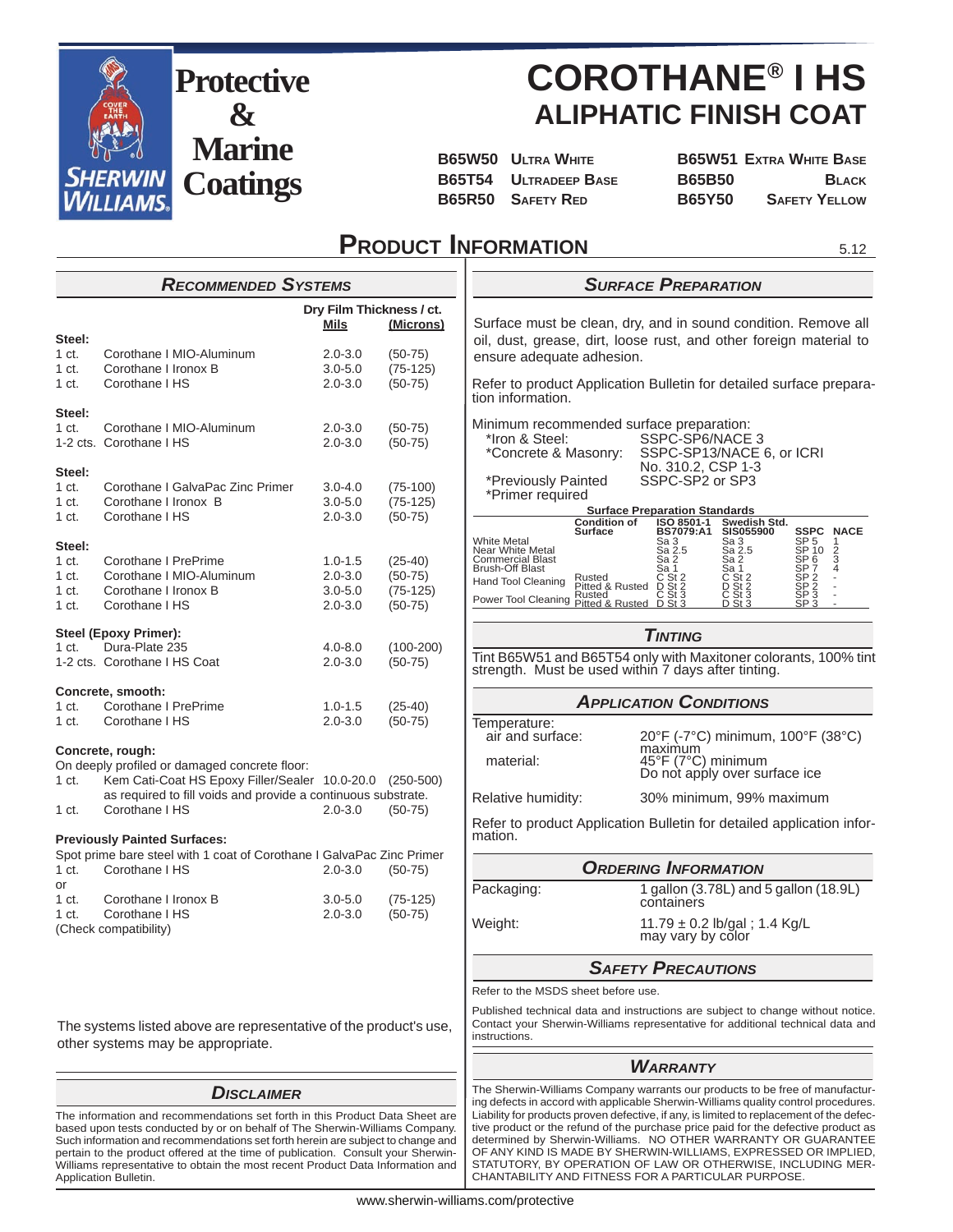Protective & Marine Coatings

# COROTHANE® I HS
## ALIPHATIC FINISH COAT

| | | | |
|---|---|---|---|
| B65W50 | Ultra White | B65W51 | Extra White Base |
| B65T54 | Ultradeep Base | B65B50 | Black |
| B65R50 | Safety Red | B65Y50 | Safety Yellow |

## Product Information

5.12

### Recommended Systems

| | | Dry Film Thickness / ct. Mils | (Microns) |
|---|---|---|---|
| **Steel:** | | | |
| 1 ct. | Corothane I MIO-Aluminum | 2.0-3.0 | (50-75) |
| 1 ct. | Corothane I Ironox B | 3.0-5.0 | (75-125) |
| 1 ct. | Corothane I HS | 2.0-3.0 | (50-75) |
| **Steel:** | | | |
| 1 ct. | Corothane I MIO-Aluminum | 2.0-3.0 | (50-75) |
| 1-2 cts. | Corothane I HS | 2.0-3.0 | (50-75) |
| **Steel:** | | | |
| 1 ct. | Corothane I GalvaPac Zinc Primer | 3.0-4.0 | (75-100) |
| 1 ct. | Corothane I Ironox B | 3.0-5.0 | (75-125) |
| 1 ct. | Corothane I HS | 2.0-3.0 | (50-75) |
| **Steel:** | | | |
| 1 ct. | Corothane I PrePrime | 1.0-1.5 | (25-40) |
| 1 ct. | Corothane I MIO-Aluminum | 2.0-3.0 | (50-75) |
| 1 ct. | Corothane I Ironox B | 3.0-5.0 | (75-125) |
| 1 ct. | Corothane I HS | 2.0-3.0 | (50-75) |
| **Steel (Epoxy Primer):** | | | |
| 1 ct. | Dura-Plate 235 | 4.0-8.0 | (100-200) |
| 1-2 cts. | Corothane I HS Coat | 2.0-3.0 | (50-75) |
| **Concrete, smooth:** | | | |
| 1 ct. | Corothane I PrePrime | 1.0-1.5 | (25-40) |
| 1 ct. | Corothane I HS | 2.0-3.0 | (50-75) |
| **Concrete, rough:** | | | |
| On deeply profiled or damaged concrete floor: | | | |
| 1 ct. | Kem Cati-Coat HS Epoxy Filler/Sealer as required to fill voids and provide a continuous substrate. | 10.0-20.0 | (250-500) |
| 1 ct. | Corothane I HS | 2.0-3.0 | (50-75) |
| **Previously Painted Surfaces:** | | | |
| Spot prime bare steel with 1 coat of Corothane I GalvaPac Zinc Primer | | | |
| 1 ct. | Corothane I HS | 2.0-3.0 | (50-75) |
| or | | | |
| 1 ct. | Corothane I Ironox B | 3.0-5.0 | (75-125) |
| 1 ct. | Corothane I HS | 2.0-3.0 | (50-75) |
| (Check compatibility) | | | |

The systems listed above are representative of the product's use, other systems may be appropriate.

### Disclaimer

The information and recommendations set forth in this Product Data Sheet are based upon tests conducted by or on behalf of The Sherwin-Williams Company. Such information and recommendations set forth herein are subject to change and pertain to the product offered at the time of publication. Consult your Sherwin-Williams representative to obtain the most recent Product Data Information and Application Bulletin.

### Surface Preparation

Surface must be clean, dry, and in sound condition. Remove all oil, dust, grease, dirt, loose rust, and other foreign material to ensure adequate adhesion.

Refer to product Application Bulletin for detailed surface preparation information.

Minimum recommended surface preparation:

- *Iron & Steel: SSPC-SP6/NACE 3
- *Concrete & Masonry: SSPC-SP13/NACE 6, or ICRI No. 310.2, CSP 1-3
- *Previously Painted: SSPC-SP2 or SP3
- *Primer required

**Surface Preparation Standards**

| | Condition of Surface | ISO 8501-1 BS7079:A1 | Swedish Std. SIS055900 | SSPC | NACE |
|---|---|---|---|---|---|
| White Metal | | Sa 3 | Sa 3 | SP 5 | 1 |
| Near White Metal | | Sa 2.5 | Sa 2.5 | SP 10 | 2 |
| Commercial Blast | | Sa 2 | Sa 2 | SP 6 | 3 |
| Brush-Off Blast | | Sa 1 | Sa 1 | SP 7 | 4 |
| Hand Tool Cleaning | Rusted | C St 2 | C St 2 | SP 2 | - |
| | Pitted & Rusted | D St 2 | D St 2 | SP 2 | - |
| Power Tool Cleaning | Rusted | C St 3 | C St 3 | SP 3 | - |
| | Pitted & Rusted | D St 3 | D St 3 | SP 3 | - |

### Tinting

Tint B65W51 and B65T54 only with Maxitoner colorants, 100% tint strength. Must be used within 7 days after tinting.

### Application Conditions

Temperature:

- air and surface: 20°F (-7°C) minimum, 100°F (38°C) maximum
- material: 45°F (7°C) minimum. Do not apply over surface ice

Relative humidity: 30% minimum, 99% maximum

Refer to product Application Bulletin for detailed application information.

### Ordering Information

Packaging: 1 gallon (3.78L) and 5 gallon (18.9L) containers

Weight: 11.79 ± 0.2 lb/gal ; 1.4 Kg/L may vary by color

### Safety Precautions

Refer to the MSDS sheet before use.

Published technical data and instructions are subject to change without notice. Contact your Sherwin-Williams representative for additional technical data and instructions.

### Warranty

The Sherwin-Williams Company warrants our products to be free of manufacturing defects in accord with applicable Sherwin-Williams quality control procedures. Liability for products proven defective, if any, is limited to replacement of the defective product or the refund of the purchase price paid for the defective product as determined by Sherwin-Williams. NO OTHER WARRANTY OR GUARANTEE OF ANY KIND IS MADE BY SHERWIN-WILLIAMS, EXPRESSED OR IMPLIED, STATUTORY, BY OPERATION OF LAW OR OTHERWISE, INCLUDING MERCHANTABILITY AND FITNESS FOR A PARTICULAR PURPOSE.

www.sherwin-williams.com/protective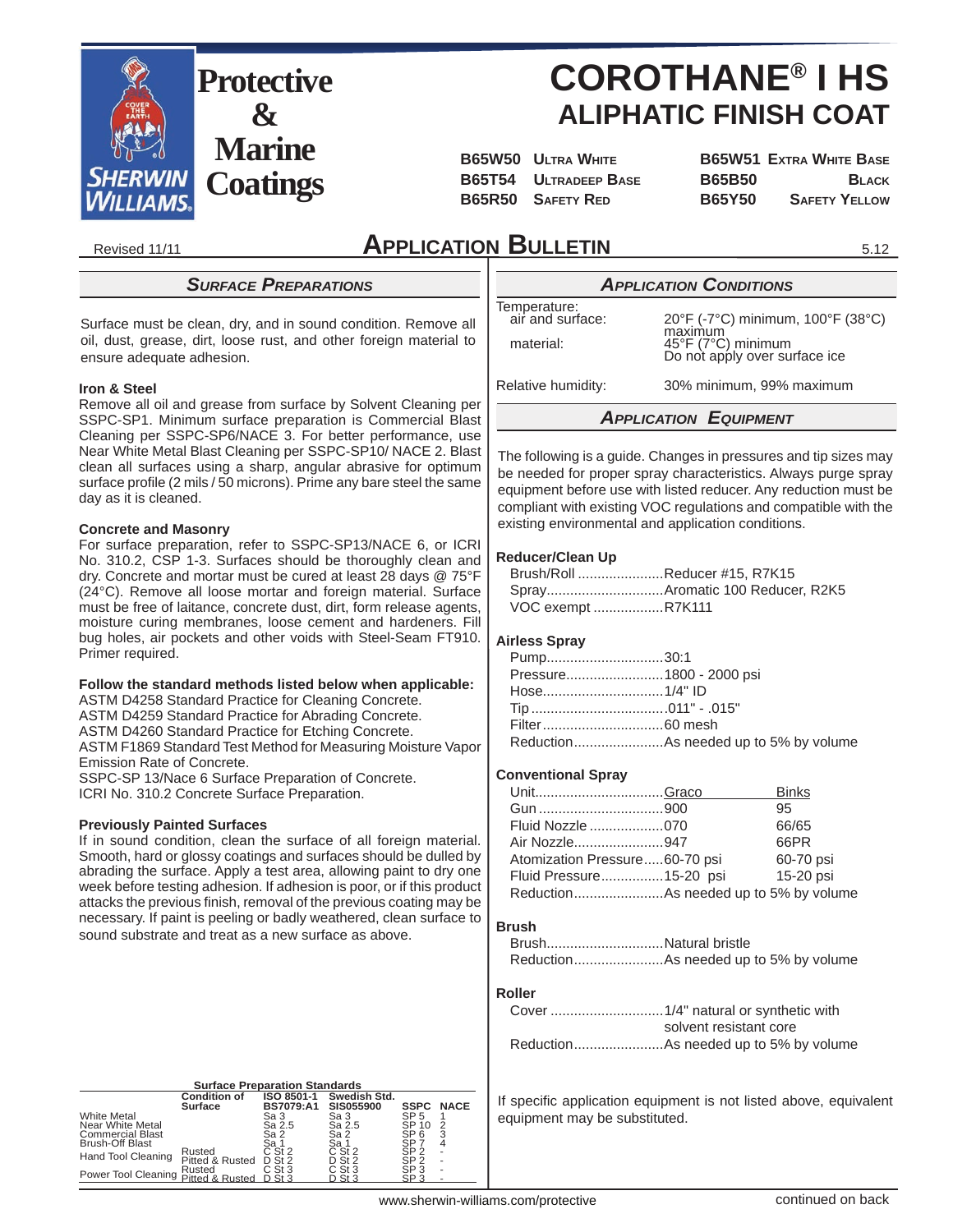# Protective & Marine Coatings

# COROTHANE® I HS
## ALIPHATIC FINISH COAT

| | | | |
|---|---|---|---|
| **B65W50** | **Ultra White** | **B65W51** | **Extra White Base** |
| **B65T54** | **Ultradeep Base** | **B65B50** | **Black** |
| **B65R50** | **Safety Red** | **B65Y50** | **Safety Yellow** |

Revised 11/11

## Application Bulletin

5.12

### *Surface Preparations*

Surface must be clean, dry, and in sound condition. Remove all oil, dust, grease, dirt, loose rust, and other foreign material to ensure adequate adhesion.

**Iron & Steel**
Remove all oil and grease from surface by Solvent Cleaning per SSPC-SP1. Minimum surface preparation is Commercial Blast Cleaning per SSPC-SP6/NACE 3. For better performance, use Near White Metal Blast Cleaning per SSPC-SP10/ NACE 2. Blast clean all surfaces using a sharp, angular abrasive for optimum surface profile (2 mils / 50 microns). Prime any bare steel the same day as it is cleaned.

**Concrete and Masonry**
For surface preparation, refer to SSPC-SP13/NACE 6, or ICRI No. 310.2, CSP 1-3. Surfaces should be thoroughly clean and dry. Concrete and mortar must be cured at least 28 days @ 75°F (24°C). Remove all loose mortar and foreign material. Surface must be free of laitance, concrete dust, dirt, form release agents, moisture curing membranes, loose cement and hardeners. Fill bug holes, air pockets and other voids with Steel-Seam FT910. Primer required.

**Follow the standard methods listed below when applicable:**
ASTM D4258 Standard Practice for Cleaning Concrete.
ASTM D4259 Standard Practice for Abrading Concrete.
ASTM D4260 Standard Practice for Etching Concrete.
ASTM F1869 Standard Test Method for Measuring Moisture Vapor Emission Rate of Concrete.
SSPC-SP 13/Nace 6 Surface Preparation of Concrete.
ICRI No. 310.2 Concrete Surface Preparation.

**Previously Painted Surfaces**
If in sound condition, clean the surface of all foreign material. Smooth, hard or glossy coatings and surfaces should be dulled by abrading the surface. Apply a test area, allowing paint to dry one week before testing adhesion. If adhesion is poor, or if this product attacks the previous finish, removal of the previous coating may be necessary. If paint is peeling or badly weathered, clean surface to sound substrate and treat as a new surface as above.

**Surface Preparation Standards**

| | Condition of Surface | ISO 8501-1 BS7079:A1 | Swedish Std. SIS055900 | SSPC | NACE |
|---|---|---|---|---|---|
| White Metal | | Sa 3 | Sa 3 | SP 5 | 1 |
| Near White Metal | | Sa 2.5 | Sa 2.5 | SP 10 | 2 |
| Commercial Blast | | Sa 2 | Sa 2 | SP 6 | 3 |
| Brush-Off Blast | | Sa 1 | Sa 1 | SP 7 | 4 |
| Hand Tool Cleaning | Rusted | C St 2 | C St 2 | SP 2 | - |
| | Pitted & Rusted | D St 2 | D St 2 | SP 2 | - |
| Power Tool Cleaning | Rusted | C St 3 | C St 3 | SP 3 | - |
| | Pitted & Rusted | D St 3 | D St 3 | SP 3 | - |

### *Application Conditions*

Temperature:
- air and surface: 20°F (-7°C) minimum, 100°F (38°C) maximum
- material: 45°F (7°C) minimum. Do not apply over surface ice

Relative humidity: 30% minimum, 99% maximum

### *Application Equipment*

The following is a guide. Changes in pressures and tip sizes may be needed for proper spray characteristics. Always purge spray equipment before use with listed reducer. Any reduction must be compliant with existing VOC regulations and compatible with the existing environmental and application conditions.

**Reducer/Clean Up**
- Brush/Roll ......................Reducer #15, R7K15
- Spray..............................Aromatic 100 Reducer, R2K5
- VOC exempt ..................R7K111

**Airless Spray**
- Pump..............................30:1
- Pressure.........................1800 - 2000 psi
- Hose...............................1/4" ID
- Tip ...................................011" - .015"
- Filter ...............................60 mesh
- Reduction.......................As needed up to 5% by volume

**Conventional Spray**

| Unit | Graco | Binks |
|---|---|---|
| Gun | 900 | 95 |
| Fluid Nozzle | 070 | 66/65 |
| Air Nozzle | 947 | 66PR |
| Atomization Pressure | 60-70 psi | 60-70 psi |
| Fluid Pressure | 15-20 psi | 15-20 psi |
| Reduction | As needed up to 5% by volume | |

**Brush**
- Brush..............................Natural bristle
- Reduction.......................As needed up to 5% by volume

**Roller**
- Cover .............................1/4" natural or synthetic with solvent resistant core
- Reduction.......................As needed up to 5% by volume

If specific application equipment is not listed above, equivalent equipment may be substituted.

www.sherwin-williams.com/protective

continued on back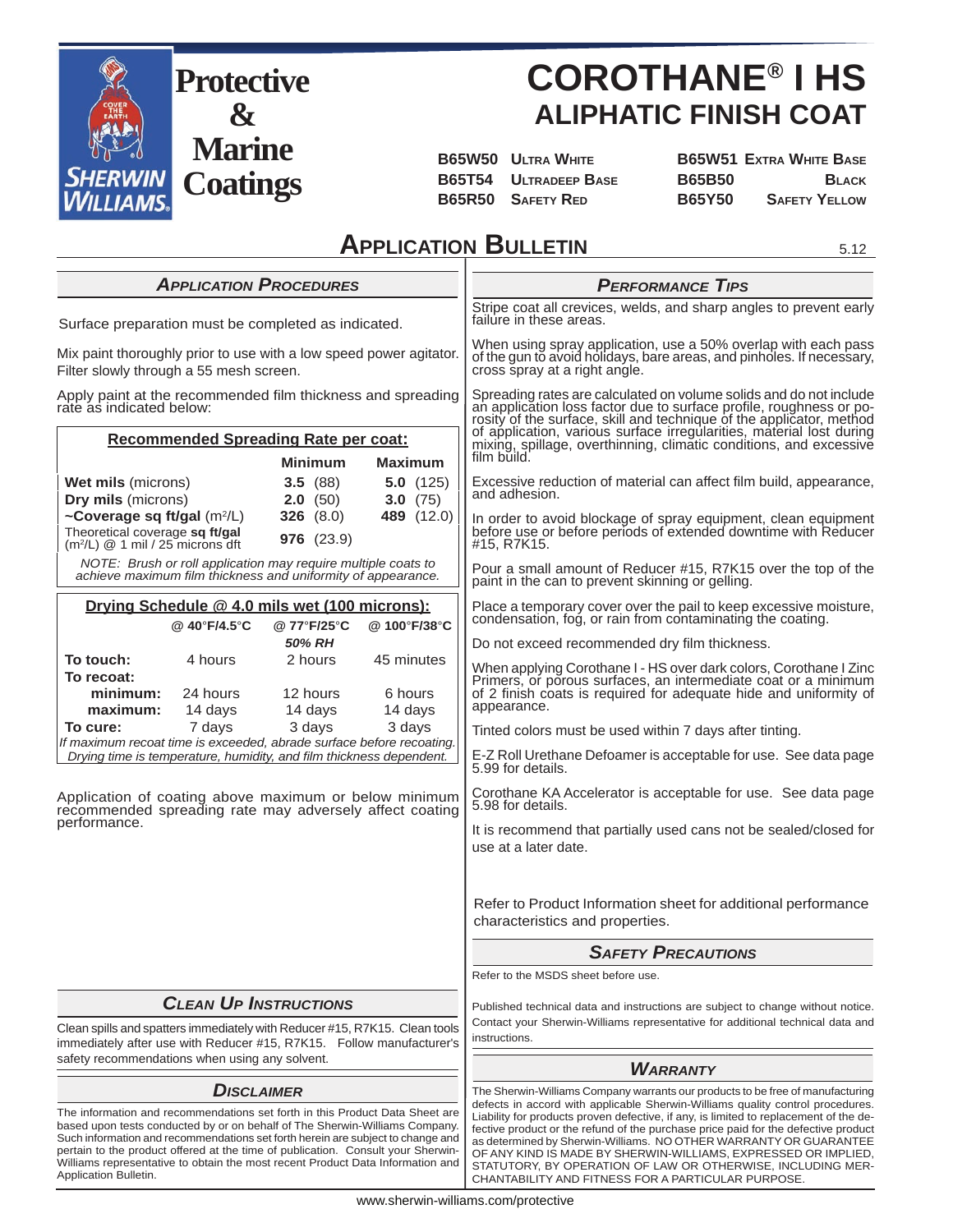# Protective & Marine Coatings

# COROTHANE® I HS
## ALIPHATIC FINISH COAT

| | | | |
|---|---|---|---|
| B65W50 | Ultra White | B65W51 | Extra White Base |
| B65T54 | Ultradeep Base | B65B50 | Black |
| B65R50 | Safety Red | B65Y50 | Safety Yellow |

## Application Bulletin

5.12

### Application Procedures

Surface preparation must be completed as indicated.

Mix paint thoroughly prior to use with a low speed power agitator. Filter slowly through a 55 mesh screen.

Apply paint at the recommended film thickness and spreading rate as indicated below:

**Recommended Spreading Rate per coat:**

| | Minimum | Maximum |
|---|---|---|
| **Wet mils** (microns) | **3.5** (88) | **5.0** (125) |
| **Dry mils** (microns) | **2.0** (50) | **3.0** (75) |
| **~Coverage sq ft/gal** ($m^2$/L) | **326** (8.0) | **489** (12.0) |
| Theoretical coverage **sq ft/gal** ($m^2$/L) @ 1 mil / 25 microns dft | **976** (23.9) | |

*NOTE: Brush or roll application may require multiple coats to achieve maximum film thickness and uniformity of appearance.*

**Drying Schedule @ 4.0 mils wet (100 microns):**

| | @ 40°F/4.5°C | @ 77°F/25°C 50% RH | @ 100°F/38°C |
|---|---|---|---|
| **To touch:** | 4 hours | 2 hours | 45 minutes |
| **To recoat:** | | | |
| **minimum:** | 24 hours | 12 hours | 6 hours |
| **maximum:** | 14 days | 14 days | 14 days |
| **To cure:** | 7 days | 3 days | 3 days |

*If maximum recoat time is exceeded, abrade surface before recoating. Drying time is temperature, humidity, and film thickness dependent.*

Application of coating above maximum or below minimum recommended spreading rate may adversely affect coating performance.

### Clean Up Instructions

Clean spills and spatters immediately with Reducer #15, R7K15. Clean tools immediately after use with Reducer #15, R7K15. Follow manufacturer's safety recommendations when using any solvent.

### Disclaimer

The information and recommendations set forth in this Product Data Sheet are based upon tests conducted by or on behalf of The Sherwin-Williams Company. Such information and recommendations set forth herein are subject to change and pertain to the product offered at the time of publication. Consult your Sherwin-Williams representative to obtain the most recent Product Data Information and Application Bulletin.

### Performance Tips

Stripe coat all crevices, welds, and sharp angles to prevent early failure in these areas.

When using spray application, use a 50% overlap with each pass of the gun to avoid holidays, bare areas, and pinholes. If necessary, cross spray at a right angle.

Spreading rates are calculated on volume solids and do not include an application loss factor due to surface profile, roughness or porosity of the surface, skill and technique of the applicator, method of application, various surface irregularities, material lost during mixing, spillage, overthinning, climatic conditions, and excessive film build.

Excessive reduction of material can affect film build, appearance, and adhesion.

In order to avoid blockage of spray equipment, clean equipment before use or before periods of extended downtime with Reducer #15, R7K15.

Pour a small amount of Reducer #15, R7K15 over the top of the paint in the can to prevent skinning or gelling.

Place a temporary cover over the pail to keep excessive moisture, condensation, fog, or rain from contaminating the coating.

Do not exceed recommended dry film thickness.

When applying Corothane I - HS over dark colors, Corothane I Zinc Primers, or porous surfaces, an intermediate coat or a minimum of 2 finish coats is required for adequate hide and uniformity of appearance.

Tinted colors must be used within 7 days after tinting.

E-Z Roll Urethane Defoamer is acceptable for use. See data page 5.99 for details.

Corothane KA Accelerator is acceptable for use. See data page 5.98 for details.

It is recommend that partially used cans not be sealed/closed for use at a later date.

Refer to Product Information sheet for additional performance characteristics and properties.

### Safety Precautions

Refer to the MSDS sheet before use.

Published technical data and instructions are subject to change without notice. Contact your Sherwin-Williams representative for additional technical data and instructions.

### Warranty

The Sherwin-Williams Company warrants our products to be free of manufacturing defects in accord with applicable Sherwin-Williams quality control procedures. Liability for products proven defective, if any, is limited to replacement of the defective product or the refund of the purchase price paid for the defective product as determined by Sherwin-Williams. NO OTHER WARRANTY OR GUARANTEE OF ANY KIND IS MADE BY SHERWIN-WILLIAMS, EXPRESSED OR IMPLIED, STATUTORY, BY OPERATION OF LAW OR OTHERWISE, INCLUDING MERCHANTABILITY AND FITNESS FOR A PARTICULAR PURPOSE.

www.sherwin-williams.com/protective